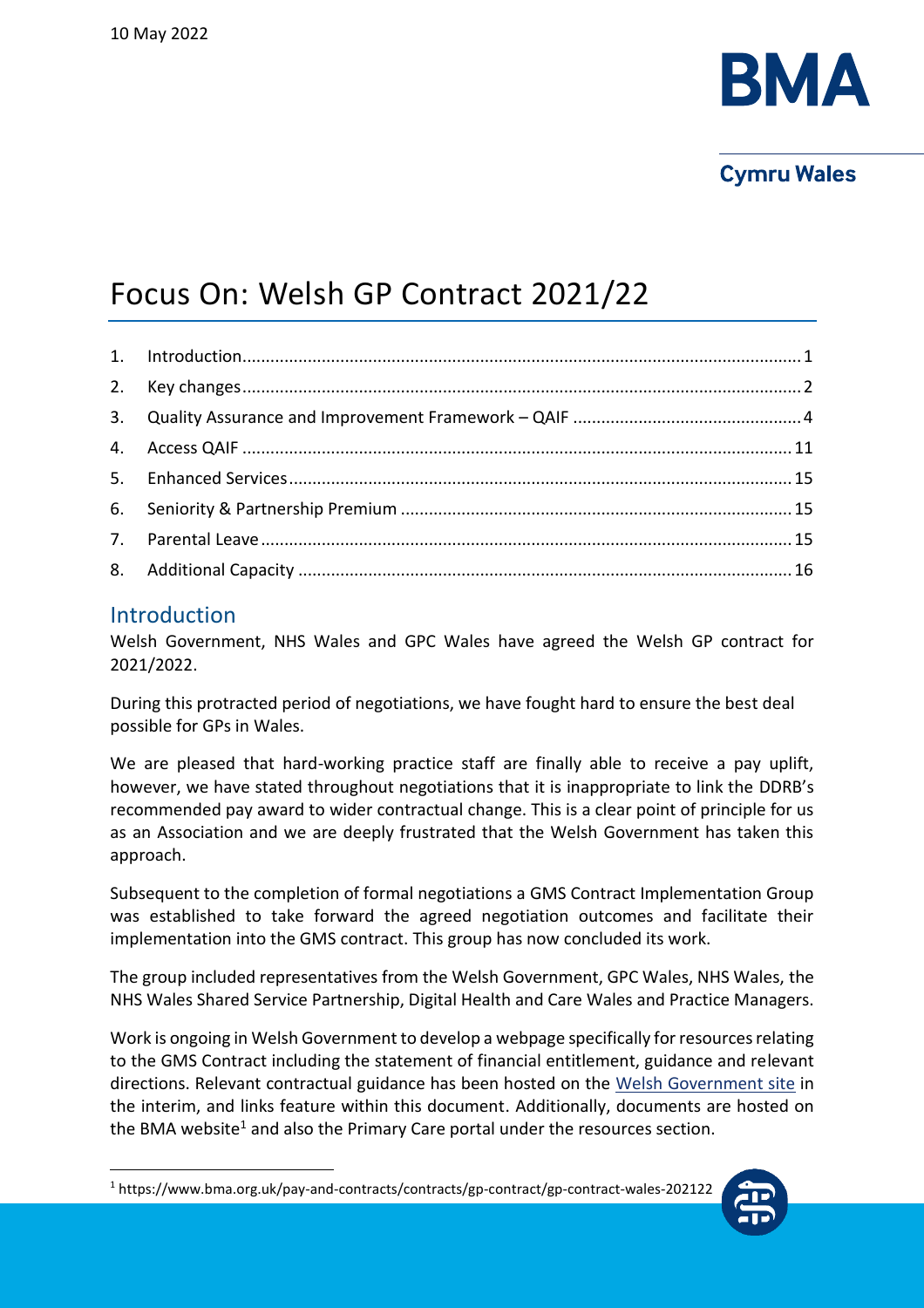10 May 2022

# Focus On: Welsh GP Contract 2021/22

1. Introduction....1
2. Key changes....2
3. Quality Assurance and Improvement Framework – QAIF....4
4. Access QAIF....11
5. Enhanced Services....15
6. Seniority & Partnership Premium....15
7. Parental Leave....15
8. Additional Capacity....16

## Introduction

Welsh Government, NHS Wales and GPC Wales have agreed the Welsh GP contract for 2021/2022.

During this protracted period of negotiations, we have fought hard to ensure the best deal possible for GPs in Wales.

We are pleased that hard-working practice staff are finally able to receive a pay uplift, however, we have stated throughout negotiations that it is inappropriate to link the DDRB's recommended pay award to wider contractual change. This is a clear point of principle for us as an Association and we are deeply frustrated that the Welsh Government has taken this approach.

Subsequent to the completion of formal negotiations a GMS Contract Implementation Group was established to take forward the agreed negotiation outcomes and facilitate their implementation into the GMS contract. This group has now concluded its work.

The group included representatives from the Welsh Government, GPC Wales, NHS Wales, the NHS Wales Shared Service Partnership, Digital Health and Care Wales and Practice Managers.

Work is ongoing in Welsh Government to develop a webpage specifically for resources relating to the GMS Contract including the statement of financial entitlement, guidance and relevant directions. Relevant contractual guidance has been hosted on the Welsh Government site in the interim, and links feature within this document. Additionally, documents are hosted on the BMA website[1] and also the Primary Care portal under the resources section.

[1] https://www.bma.org.uk/pay-and-contracts/contracts/gp-contract/gp-contract-wales-202122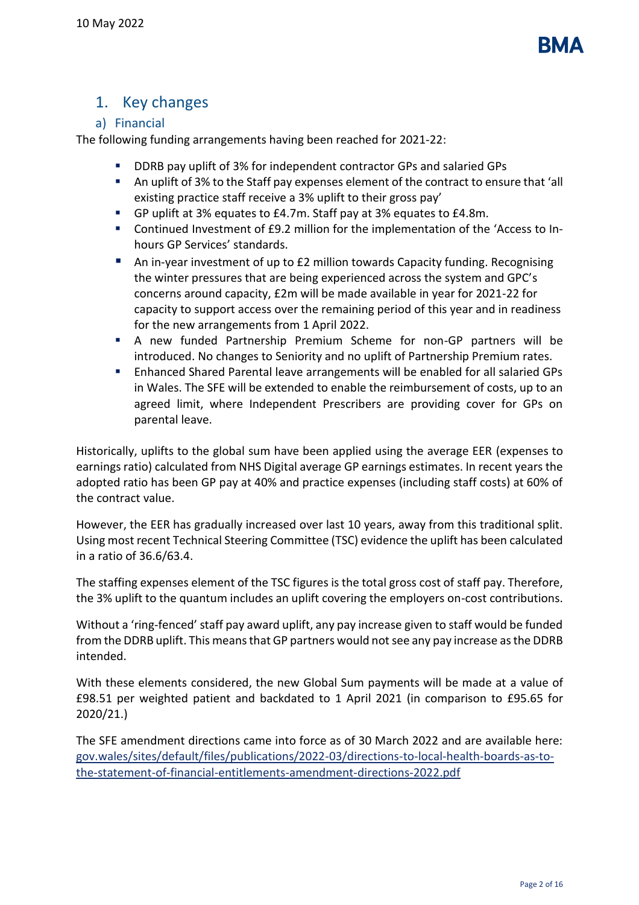## 1. Key changes

### a) Financial

The following funding arrangements having been reached for 2021-22:

- DDRB pay uplift of 3% for independent contractor GPs and salaried GPs
- An uplift of 3% to the Staff pay expenses element of the contract to ensure that 'all existing practice staff receive a 3% uplift to their gross pay'
- GP uplift at 3% equates to £4.7m. Staff pay at 3% equates to £4.8m.
- Continued Investment of £9.2 million for the implementation of the 'Access to In-hours GP Services' standards.
- An in-year investment of up to £2 million towards Capacity funding. Recognising the winter pressures that are being experienced across the system and GPC's concerns around capacity, £2m will be made available in year for 2021-22 for capacity to support access over the remaining period of this year and in readiness for the new arrangements from 1 April 2022.
- A new funded Partnership Premium Scheme for non-GP partners will be introduced. No changes to Seniority and no uplift of Partnership Premium rates.
- Enhanced Shared Parental leave arrangements will be enabled for all salaried GPs in Wales. The SFE will be extended to enable the reimbursement of costs, up to an agreed limit, where Independent Prescribers are providing cover for GPs on parental leave.

Historically, uplifts to the global sum have been applied using the average EER (expenses to earnings ratio) calculated from NHS Digital average GP earnings estimates. In recent years the adopted ratio has been GP pay at 40% and practice expenses (including staff costs) at 60% of the contract value.

However, the EER has gradually increased over last 10 years, away from this traditional split. Using most recent Technical Steering Committee (TSC) evidence the uplift has been calculated in a ratio of 36.6/63.4.

The staffing expenses element of the TSC figures is the total gross cost of staff pay. Therefore, the 3% uplift to the quantum includes an uplift covering the employers on-cost contributions.

Without a 'ring-fenced' staff pay award uplift, any pay increase given to staff would be funded from the DDRB uplift. This means that GP partners would not see any pay increase as the DDRB intended.

With these elements considered, the new Global Sum payments will be made at a value of £98.51 per weighted patient and backdated to 1 April 2021 (in comparison to £95.65 for 2020/21.)

The SFE amendment directions came into force as of 30 March 2022 and are available here: [gov.wales/sites/default/files/publications/2022-03/directions-to-local-health-boards-as-to-the-statement-of-financial-entitlements-amendment-directions-2022.pdf](https://gov.wales/sites/default/files/publications/2022-03/directions-to-local-health-boards-as-to-the-statement-of-financial-entitlements-amendment-directions-2022.pdf)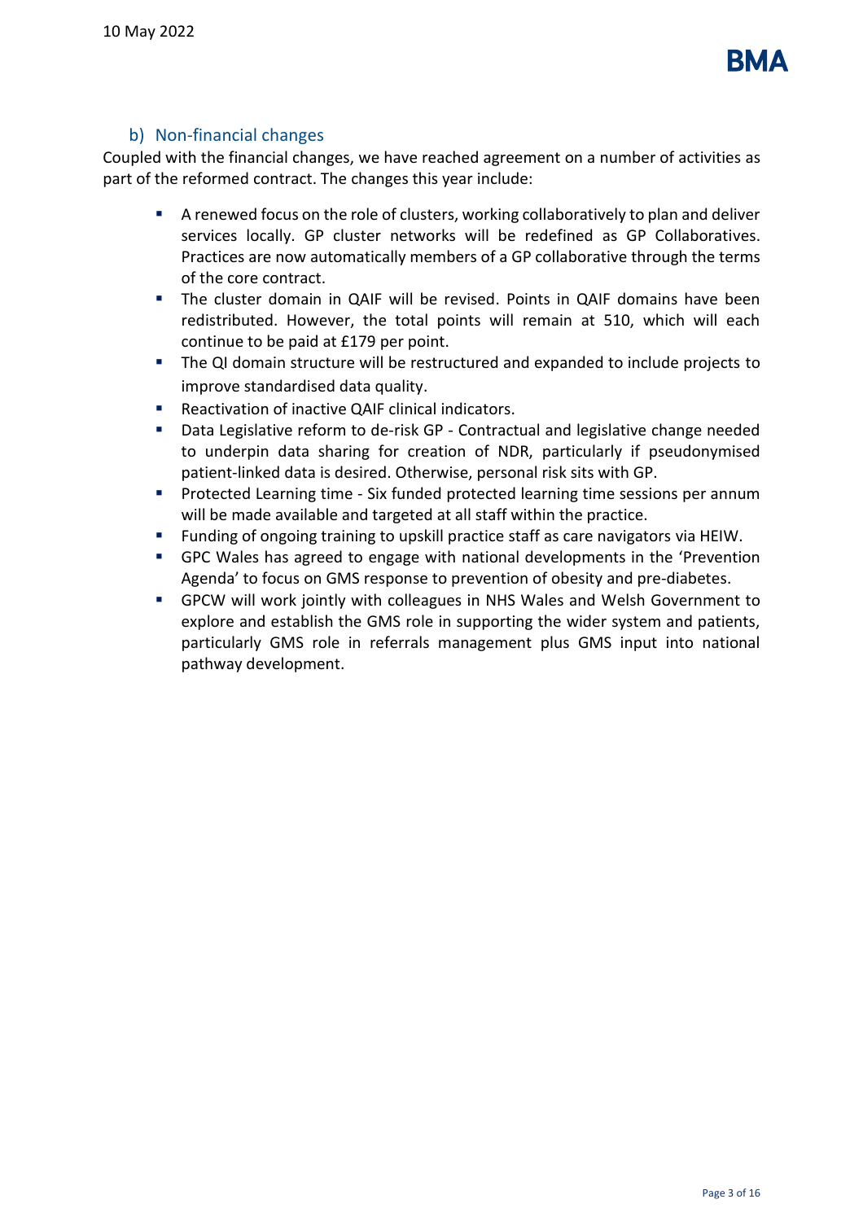### b) Non-financial changes

Coupled with the financial changes, we have reached agreement on a number of activities as part of the reformed contract. The changes this year include:

- A renewed focus on the role of clusters, working collaboratively to plan and deliver services locally. GP cluster networks will be redefined as GP Collaboratives. Practices are now automatically members of a GP collaborative through the terms of the core contract.
- The cluster domain in QAIF will be revised. Points in QAIF domains have been redistributed. However, the total points will remain at 510, which will each continue to be paid at £179 per point.
- The QI domain structure will be restructured and expanded to include projects to improve standardised data quality.
- Reactivation of inactive QAIF clinical indicators.
- Data Legislative reform to de-risk GP - Contractual and legislative change needed to underpin data sharing for creation of NDR, particularly if pseudonymised patient-linked data is desired. Otherwise, personal risk sits with GP.
- Protected Learning time - Six funded protected learning time sessions per annum will be made available and targeted at all staff within the practice.
- Funding of ongoing training to upskill practice staff as care navigators via HEIW.
- GPC Wales has agreed to engage with national developments in the 'Prevention Agenda' to focus on GMS response to prevention of obesity and pre-diabetes.
- GPCW will work jointly with colleagues in NHS Wales and Welsh Government to explore and establish the GMS role in supporting the wider system and patients, particularly GMS role in referrals management plus GMS input into national pathway development.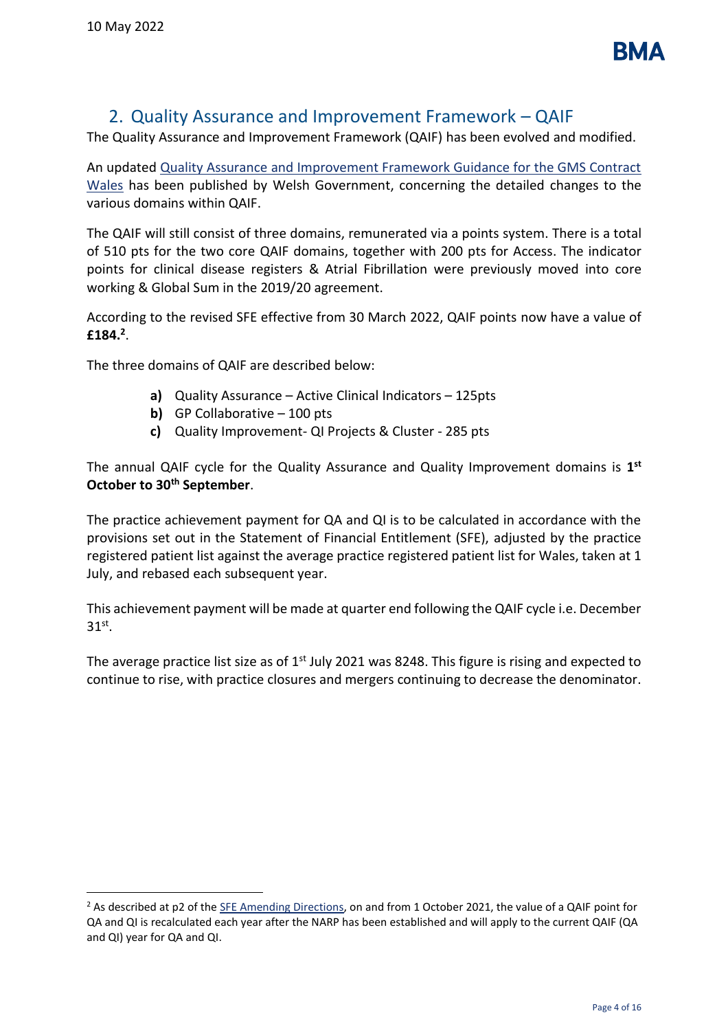## 2. Quality Assurance and Improvement Framework – QAIF

The Quality Assurance and Improvement Framework (QAIF) has been evolved and modified.

An updated Quality Assurance and Improvement Framework Guidance for the GMS Contract Wales has been published by Welsh Government, concerning the detailed changes to the various domains within QAIF.

The QAIF will still consist of three domains, remunerated via a points system. There is a total of 510 pts for the two core QAIF domains, together with 200 pts for Access. The indicator points for clinical disease registers & Atrial Fibrillation were previously moved into core working & Global Sum in the 2019/20 agreement.

According to the revised SFE effective from 30 March 2022, QAIF points now have a value of **£184.**[2].

The three domains of QAIF are described below:

- **a)** Quality Assurance – Active Clinical Indicators – 125pts
- **b)** GP Collaborative – 100 pts
- **c)** Quality Improvement- QI Projects & Cluster - 285 pts

The annual QAIF cycle for the Quality Assurance and Quality Improvement domains is **1st October to 30th September**.

The practice achievement payment for QA and QI is to be calculated in accordance with the provisions set out in the Statement of Financial Entitlement (SFE), adjusted by the practice registered patient list against the average practice registered patient list for Wales, taken at 1 July, and rebased each subsequent year.

This achievement payment will be made at quarter end following the QAIF cycle i.e. December 31st.

The average practice list size as of 1st July 2021 was 8248. This figure is rising and expected to continue to rise, with practice closures and mergers continuing to decrease the denominator.

---

[2] As described at p2 of the SFE Amending Directions, on and from 1 October 2021, the value of a QAIF point for QA and QI is recalculated each year after the NARP has been established and will apply to the current QAIF (QA and QI) year for QA and QI.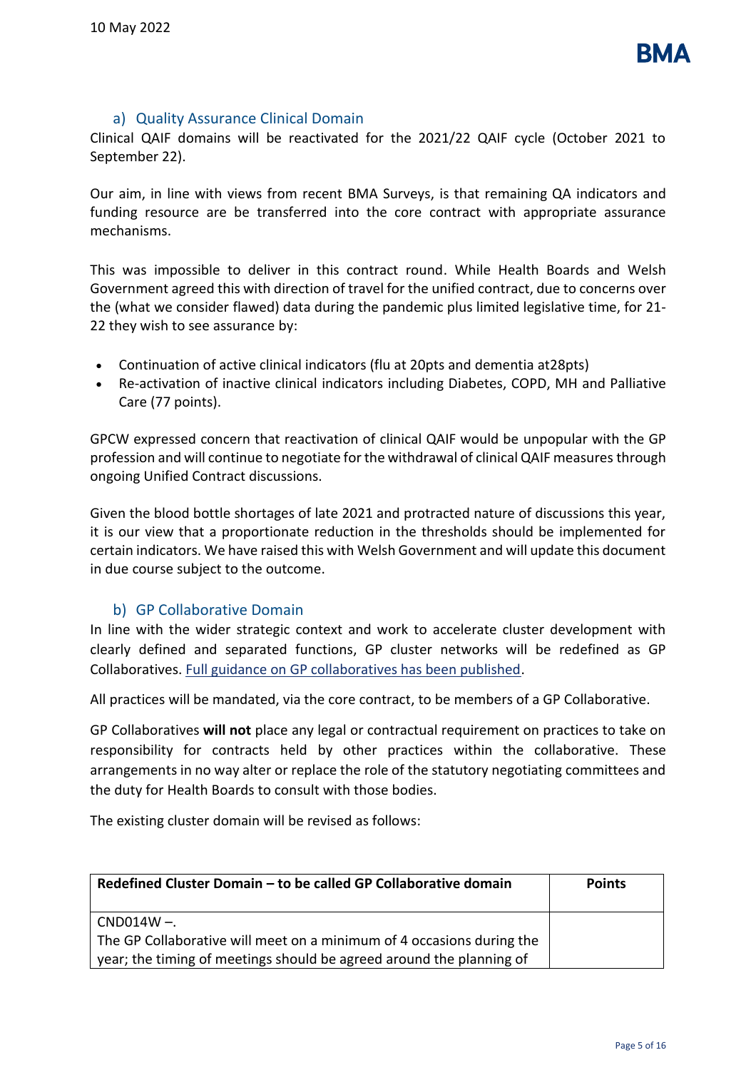### a) Quality Assurance Clinical Domain

Clinical QAIF domains will be reactivated for the 2021/22 QAIF cycle (October 2021 to September 22).

Our aim, in line with views from recent BMA Surveys, is that remaining QA indicators and funding resource are be transferred into the core contract with appropriate assurance mechanisms.

This was impossible to deliver in this contract round. While Health Boards and Welsh Government agreed this with direction of travel for the unified contract, due to concerns over the (what we consider flawed) data during the pandemic plus limited legislative time, for 21-22 they wish to see assurance by:

- Continuation of active clinical indicators (flu at 20pts and dementia at28pts)
- Re-activation of inactive clinical indicators including Diabetes, COPD, MH and Palliative Care (77 points).

GPCW expressed concern that reactivation of clinical QAIF would be unpopular with the GP profession and will continue to negotiate for the withdrawal of clinical QAIF measures through ongoing Unified Contract discussions.

Given the blood bottle shortages of late 2021 and protracted nature of discussions this year, it is our view that a proportionate reduction in the thresholds should be implemented for certain indicators. We have raised this with Welsh Government and will update this document in due course subject to the outcome.

### b) GP Collaborative Domain

In line with the wider strategic context and work to accelerate cluster development with clearly defined and separated functions, GP cluster networks will be redefined as GP Collaboratives. [Full guidance on GP collaboratives has been published.]

All practices will be mandated, via the core contract, to be members of a GP Collaborative.

GP Collaboratives **will not** place any legal or contractual requirement on practices to take on responsibility for contracts held by other practices within the collaborative. These arrangements in no way alter or replace the role of the statutory negotiating committees and the duty for Health Boards to consult with those bodies.

The existing cluster domain will be revised as follows:

| Redefined Cluster Domain – to be called GP Collaborative domain | Points |
|---|---|
| CND014W –.<br>The GP Collaborative will meet on a minimum of 4 occasions during the year; the timing of meetings should be agreed around the planning of | |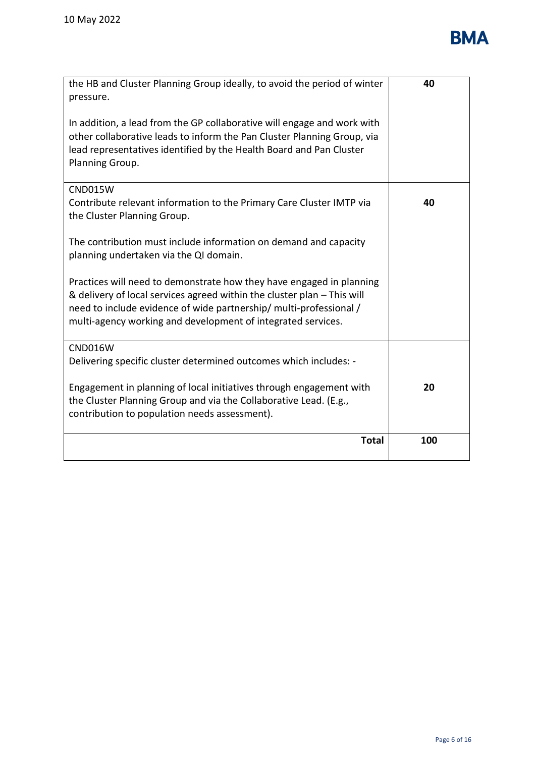| | |
|---|---|
| the HB and Cluster Planning Group ideally, to avoid the period of winter pressure.<br><br>In addition, a lead from the GP collaborative will engage and work with other collaborative leads to inform the Pan Cluster Planning Group, via lead representatives identified by the Health Board and Pan Cluster Planning Group. | **40** |
| CND015W<br>Contribute relevant information to the Primary Care Cluster IMTP via the Cluster Planning Group.<br><br>The contribution must include information on demand and capacity planning undertaken via the QI domain.<br><br>Practices will need to demonstrate how they have engaged in planning & delivery of local services agreed within the cluster plan – This will need to include evidence of wide partnership/ multi-professional / multi-agency working and development of integrated services. | **40** |
| CND016W<br>Delivering specific cluster determined outcomes which includes: -<br><br>Engagement in planning of local initiatives through engagement with the Cluster Planning Group and via the Collaborative Lead. (E.g., contribution to population needs assessment). | **20** |
| **Total** | **100** |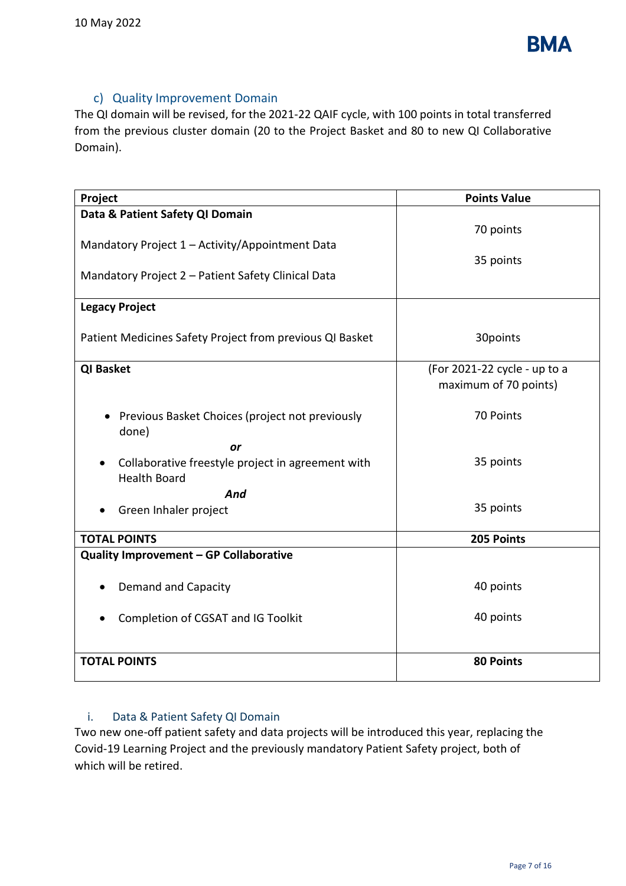### c) Quality Improvement Domain

The QI domain will be revised, for the 2021-22 QAIF cycle, with 100 points in total transferred from the previous cluster domain (20 to the Project Basket and 80 to new QI Collaborative Domain).

| Project | Points Value |
|---|---|
| **Data & Patient Safety QI Domain** | |
| Mandatory Project 1 – Activity/Appointment Data | 70 points |
| Mandatory Project 2 – Patient Safety Clinical Data | 35 points |
| **Legacy Project** | |
| Patient Medicines Safety Project from previous QI Basket | 30points |
| **QI Basket** | (For 2021-22 cycle - up to a maximum of 70 points) |
| • Previous Basket Choices (project not previously done) | 70 Points |
| *or* | |
| • Collaborative freestyle project in agreement with Health Board | 35 points |
| ***And*** | |
| • Green Inhaler project | 35 points |
| **TOTAL POINTS** | **205 Points** |
| **Quality Improvement – GP Collaborative** | |
| • Demand and Capacity | 40 points |
| • Completion of CGSAT and IG Toolkit | 40 points |
| **TOTAL POINTS** | **80 Points** |

#### i. Data & Patient Safety QI Domain

Two new one-off patient safety and data projects will be introduced this year, replacing the Covid-19 Learning Project and the previously mandatory Patient Safety project, both of which will be retired.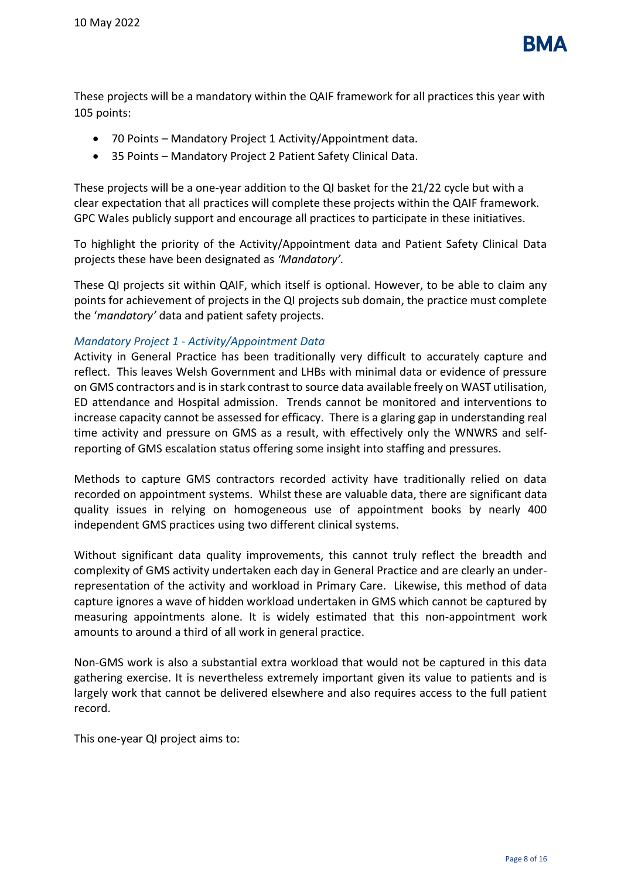These projects will be a mandatory within the QAIF framework for all practices this year with 105 points:

- 70 Points – Mandatory Project 1 Activity/Appointment data.
- 35 Points – Mandatory Project 2 Patient Safety Clinical Data.

These projects will be a one-year addition to the QI basket for the 21/22 cycle but with a clear expectation that all practices will complete these projects within the QAIF framework. GPC Wales publicly support and encourage all practices to participate in these initiatives.

To highlight the priority of the Activity/Appointment data and Patient Safety Clinical Data projects these have been designated as *'Mandatory'.*

These QI projects sit within QAIF, which itself is optional. However, to be able to claim any points for achievement of projects in the QI projects sub domain, the practice must complete the '*mandatory'* data and patient safety projects.

### *Mandatory Project 1 - Activity/Appointment Data*

Activity in General Practice has been traditionally very difficult to accurately capture and reflect. This leaves Welsh Government and LHBs with minimal data or evidence of pressure on GMS contractors and is in stark contrast to source data available freely on WAST utilisation, ED attendance and Hospital admission. Trends cannot be monitored and interventions to increase capacity cannot be assessed for efficacy. There is a glaring gap in understanding real time activity and pressure on GMS as a result, with effectively only the WNWRS and self-reporting of GMS escalation status offering some insight into staffing and pressures.

Methods to capture GMS contractors recorded activity have traditionally relied on data recorded on appointment systems. Whilst these are valuable data, there are significant data quality issues in relying on homogeneous use of appointment books by nearly 400 independent GMS practices using two different clinical systems.

Without significant data quality improvements, this cannot truly reflect the breadth and complexity of GMS activity undertaken each day in General Practice and are clearly an under-representation of the activity and workload in Primary Care. Likewise, this method of data capture ignores a wave of hidden workload undertaken in GMS which cannot be captured by measuring appointments alone. It is widely estimated that this non-appointment work amounts to around a third of all work in general practice.

Non-GMS work is also a substantial extra workload that would not be captured in this data gathering exercise. It is nevertheless extremely important given its value to patients and is largely work that cannot be delivered elsewhere and also requires access to the full patient record.

This one-year QI project aims to: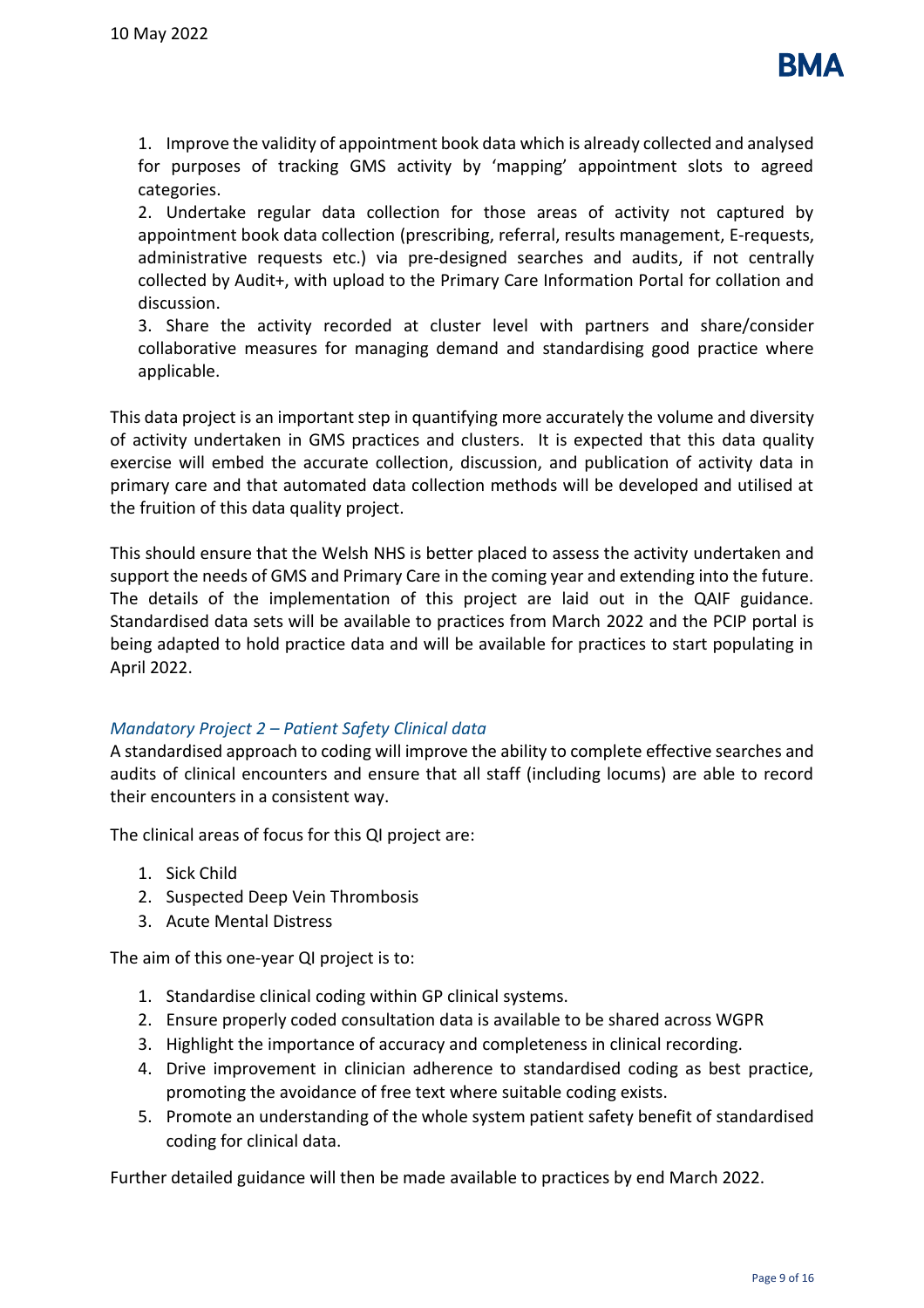1. Improve the validity of appointment book data which is already collected and analysed for purposes of tracking GMS activity by 'mapping' appointment slots to agreed categories.
2. Undertake regular data collection for those areas of activity not captured by appointment book data collection (prescribing, referral, results management, E-requests, administrative requests etc.) via pre-designed searches and audits, if not centrally collected by Audit+, with upload to the Primary Care Information Portal for collation and discussion.
3. Share the activity recorded at cluster level with partners and share/consider collaborative measures for managing demand and standardising good practice where applicable.

This data project is an important step in quantifying more accurately the volume and diversity of activity undertaken in GMS practices and clusters. It is expected that this data quality exercise will embed the accurate collection, discussion, and publication of activity data in primary care and that automated data collection methods will be developed and utilised at the fruition of this data quality project.

This should ensure that the Welsh NHS is better placed to assess the activity undertaken and support the needs of GMS and Primary Care in the coming year and extending into the future. The details of the implementation of this project are laid out in the QAIF guidance. Standardised data sets will be available to practices from March 2022 and the PCIP portal is being adapted to hold practice data and will be available for practices to start populating in April 2022.

### *Mandatory Project 2 – Patient Safety Clinical data*

A standardised approach to coding will improve the ability to complete effective searches and audits of clinical encounters and ensure that all staff (including locums) are able to record their encounters in a consistent way.

The clinical areas of focus for this QI project are:

1. Sick Child
2. Suspected Deep Vein Thrombosis
3. Acute Mental Distress

The aim of this one-year QI project is to:

1. Standardise clinical coding within GP clinical systems.
2. Ensure properly coded consultation data is available to be shared across WGPR
3. Highlight the importance of accuracy and completeness in clinical recording.
4. Drive improvement in clinician adherence to standardised coding as best practice, promoting the avoidance of free text where suitable coding exists.
5. Promote an understanding of the whole system patient safety benefit of standardised coding for clinical data.

Further detailed guidance will then be made available to practices by end March 2022.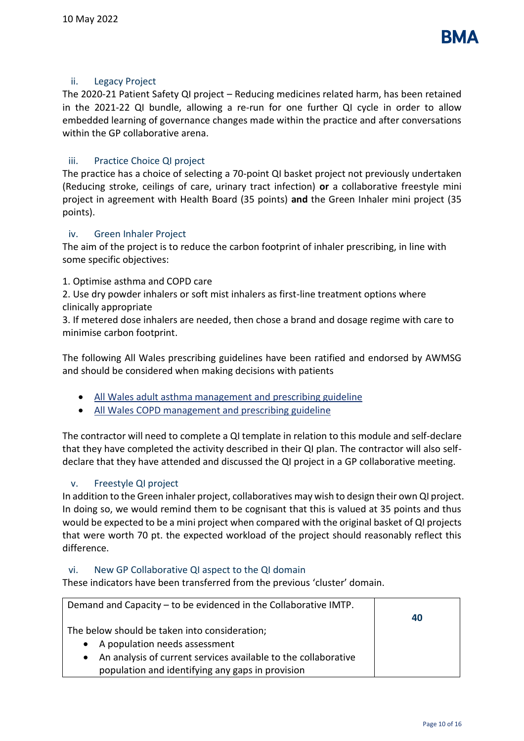### ii. Legacy Project

The 2020-21 Patient Safety QI project – Reducing medicines related harm, has been retained in the 2021-22 QI bundle, allowing a re-run for one further QI cycle in order to allow embedded learning of governance changes made within the practice and after conversations within the GP collaborative arena.

### iii. Practice Choice QI project

The practice has a choice of selecting a 70-point QI basket project not previously undertaken (Reducing stroke, ceilings of care, urinary tract infection) **or** a collaborative freestyle mini project in agreement with Health Board (35 points) **and** the Green Inhaler mini project (35 points).

### iv. Green Inhaler Project

The aim of the project is to reduce the carbon footprint of inhaler prescribing, in line with some specific objectives:

1. Optimise asthma and COPD care
2. Use dry powder inhalers or soft mist inhalers as first-line treatment options where clinically appropriate
3. If metered dose inhalers are needed, then chose a brand and dosage regime with care to minimise carbon footprint.

The following All Wales prescribing guidelines have been ratified and endorsed by AWMSG and should be considered when making decisions with patients

- All Wales adult asthma management and prescribing guideline
- All Wales COPD management and prescribing guideline

The contractor will need to complete a QI template in relation to this module and self-declare that they have completed the activity described in their QI plan. The contractor will also self-declare that they have attended and discussed the QI project in a GP collaborative meeting.

### v. Freestyle QI project

In addition to the Green inhaler project, collaboratives may wish to design their own QI project. In doing so, we would remind them to be cognisant that this is valued at 35 points and thus would be expected to be a mini project when compared with the original basket of QI projects that were worth 70 pt. the expected workload of the project should reasonably reflect this difference.

### vi. New GP Collaborative QI aspect to the QI domain

These indicators have been transferred from the previous 'cluster' domain.

| Demand and Capacity – to be evidenced in the Collaborative IMTP. | |
|---|---|
| The below should be taken into consideration;<br>• A population needs assessment<br>• An analysis of current services available to the collaborative population and identifying any gaps in provision | **40** |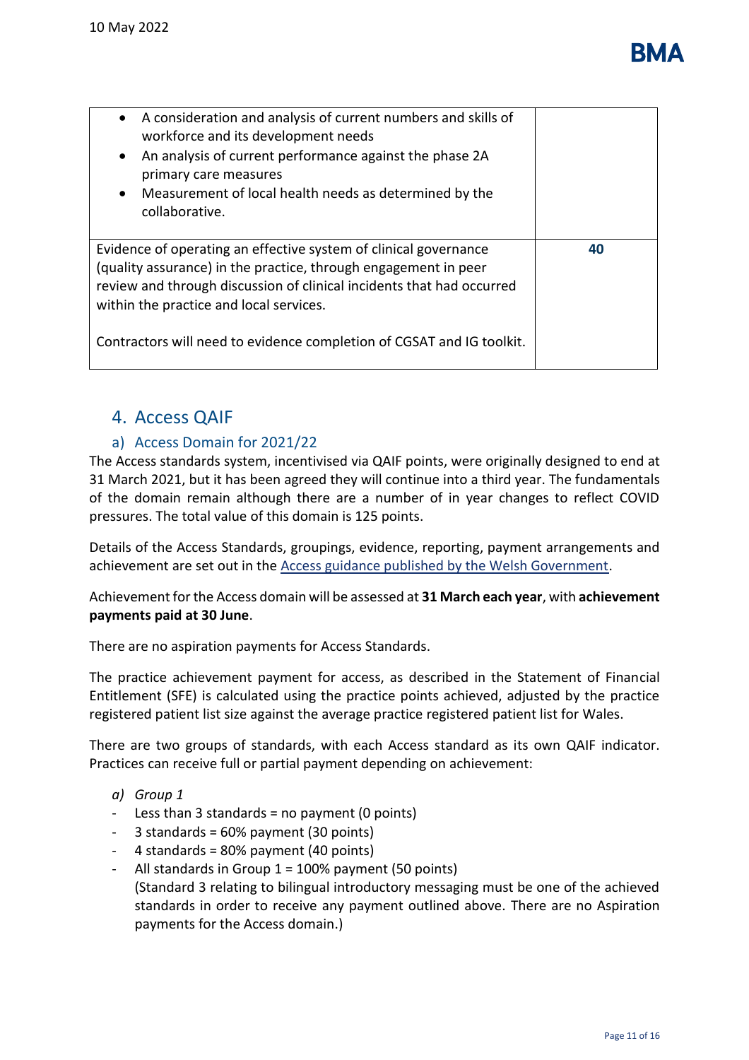| | |
|---|---|
| <ul><li>A consideration and analysis of current numbers and skills of workforce and its development needs</li><li>An analysis of current performance against the phase 2A primary care measures</li><li>Measurement of local health needs as determined by the collaborative.</li></ul> | |
| Evidence of operating an effective system of clinical governance (quality assurance) in the practice, through engagement in peer review and through discussion of clinical incidents that had occurred within the practice and local services.<br><br>Contractors will need to evidence completion of CGSAT and IG toolkit. | **40** |

## 4. Access QAIF

### a) Access Domain for 2021/22

The Access standards system, incentivised via QAIF points, were originally designed to end at 31 March 2021, but it has been agreed they will continue into a third year. The fundamentals of the domain remain although there a number of in year changes to reflect COVID pressures. The total value of this domain is 125 points.

Details of the Access Standards, groupings, evidence, reporting, payment arrangements and achievement are set out in the [Access guidance published by the Welsh Government](#).

Achievement for the Access domain will be assessed at **31 March each year**, with **achievement payments paid at 30 June**.

There are no aspiration payments for Access Standards.

The practice achievement payment for access, as described in the Statement of Financial Entitlement (SFE) is calculated using the practice points achieved, adjusted by the practice registered patient list size against the average practice registered patient list for Wales.

There are two groups of standards, with each Access standard as its own QAIF indicator. Practices can receive full or partial payment depending on achievement:

*a) Group 1*

- Less than 3 standards = no payment (0 points)
- 3 standards = 60% payment (30 points)
- 4 standards = 80% payment (40 points)
- All standards in Group 1 = 100% payment (50 points)
  (Standard 3 relating to bilingual introductory messaging must be one of the achieved standards in order to receive any payment outlined above. There are no Aspiration payments for the Access domain.)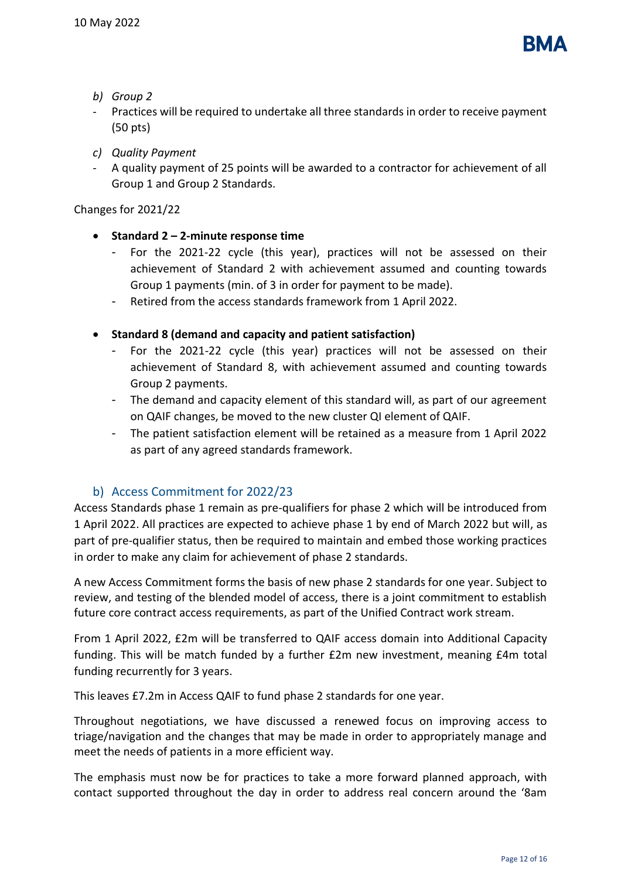*b) Group 2*

- Practices will be required to undertake all three standards in order to receive payment (50 pts)

*c) Quality Payment*

- A quality payment of 25 points will be awarded to a contractor for achievement of all Group 1 and Group 2 Standards.

Changes for 2021/22

- **Standard 2 – 2-minute response time**
    - For the 2021-22 cycle (this year), practices will not be assessed on their achievement of Standard 2 with achievement assumed and counting towards Group 1 payments (min. of 3 in order for payment to be made).
    - Retired from the access standards framework from 1 April 2022.

- **Standard 8 (demand and capacity and patient satisfaction)**
    - For the 2021-22 cycle (this year) practices will not be assessed on their achievement of Standard 8, with achievement assumed and counting towards Group 2 payments.
    - The demand and capacity element of this standard will, as part of our agreement on QAIF changes, be moved to the new cluster QI element of QAIF.
    - The patient satisfaction element will be retained as a measure from 1 April 2022 as part of any agreed standards framework.

### b) Access Commitment for 2022/23

Access Standards phase 1 remain as pre-qualifiers for phase 2 which will be introduced from 1 April 2022. All practices are expected to achieve phase 1 by end of March 2022 but will, as part of pre-qualifier status, then be required to maintain and embed those working practices in order to make any claim for achievement of phase 2 standards.

A new Access Commitment forms the basis of new phase 2 standards for one year. Subject to review, and testing of the blended model of access, there is a joint commitment to establish future core contract access requirements, as part of the Unified Contract work stream.

From 1 April 2022, £2m will be transferred to QAIF access domain into Additional Capacity funding. This will be match funded by a further £2m new investment, meaning £4m total funding recurrently for 3 years.

This leaves £7.2m in Access QAIF to fund phase 2 standards for one year.

Throughout negotiations, we have discussed a renewed focus on improving access to triage/navigation and the changes that may be made in order to appropriately manage and meet the needs of patients in a more efficient way.

The emphasis must now be for practices to take a more forward planned approach, with contact supported throughout the day in order to address real concern around the '8am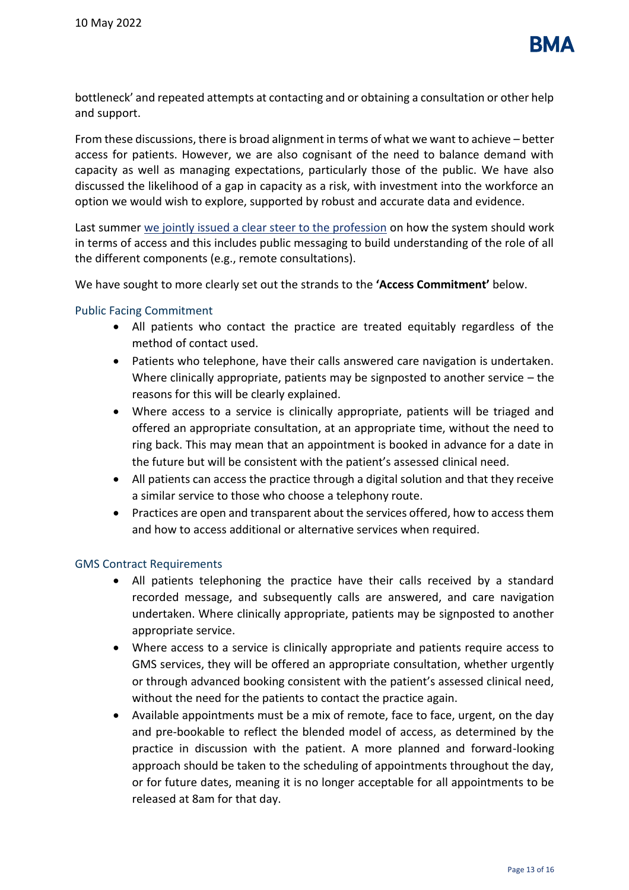bottleneck' and repeated attempts at contacting and or obtaining a consultation or other help and support.

From these discussions, there is broad alignment in terms of what we want to achieve – better access for patients. However, we are also cognisant of the need to balance demand with capacity as well as managing expectations, particularly those of the public. We have also discussed the likelihood of a gap in capacity as a risk, with investment into the workforce an option we would wish to explore, supported by robust and accurate data and evidence.

Last summer we jointly issued a clear steer to the profession on how the system should work in terms of access and this includes public messaging to build understanding of the role of all the different components (e.g., remote consultations).

We have sought to more clearly set out the strands to the **'Access Commitment'** below.

### Public Facing Commitment

- All patients who contact the practice are treated equitably regardless of the method of contact used.
- Patients who telephone, have their calls answered care navigation is undertaken. Where clinically appropriate, patients may be signposted to another service – the reasons for this will be clearly explained.
- Where access to a service is clinically appropriate, patients will be triaged and offered an appropriate consultation, at an appropriate time, without the need to ring back. This may mean that an appointment is booked in advance for a date in the future but will be consistent with the patient's assessed clinical need.
- All patients can access the practice through a digital solution and that they receive a similar service to those who choose a telephony route.
- Practices are open and transparent about the services offered, how to access them and how to access additional or alternative services when required.

### GMS Contract Requirements

- All patients telephoning the practice have their calls received by a standard recorded message, and subsequently calls are answered, and care navigation undertaken. Where clinically appropriate, patients may be signposted to another appropriate service.
- Where access to a service is clinically appropriate and patients require access to GMS services, they will be offered an appropriate consultation, whether urgently or through advanced booking consistent with the patient's assessed clinical need, without the need for the patients to contact the practice again.
- Available appointments must be a mix of remote, face to face, urgent, on the day and pre-bookable to reflect the blended model of access, as determined by the practice in discussion with the patient. A more planned and forward-looking approach should be taken to the scheduling of appointments throughout the day, or for future dates, meaning it is no longer acceptable for all appointments to be released at 8am for that day.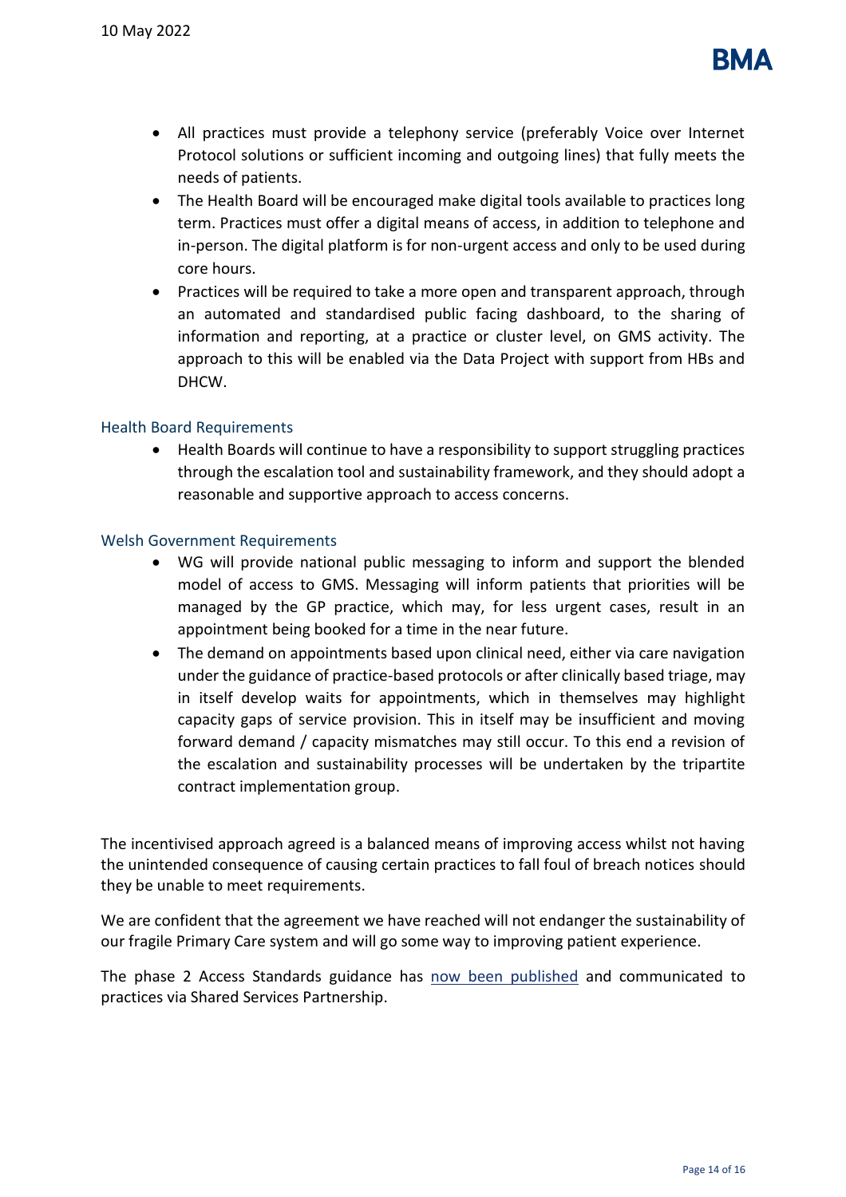- All practices must provide a telephony service (preferably Voice over Internet Protocol solutions or sufficient incoming and outgoing lines) that fully meets the needs of patients.
- The Health Board will be encouraged make digital tools available to practices long term. Practices must offer a digital means of access, in addition to telephone and in-person. The digital platform is for non-urgent access and only to be used during core hours.
- Practices will be required to take a more open and transparent approach, through an automated and standardised public facing dashboard, to the sharing of information and reporting, at a practice or cluster level, on GMS activity. The approach to this will be enabled via the Data Project with support from HBs and DHCW.

### Health Board Requirements

- Health Boards will continue to have a responsibility to support struggling practices through the escalation tool and sustainability framework, and they should adopt a reasonable and supportive approach to access concerns.

### Welsh Government Requirements

- WG will provide national public messaging to inform and support the blended model of access to GMS. Messaging will inform patients that priorities will be managed by the GP practice, which may, for less urgent cases, result in an appointment being booked for a time in the near future.
- The demand on appointments based upon clinical need, either via care navigation under the guidance of practice-based protocols or after clinically based triage, may in itself develop waits for appointments, which in themselves may highlight capacity gaps of service provision. This in itself may be insufficient and moving forward demand / capacity mismatches may still occur. To this end a revision of the escalation and sustainability processes will be undertaken by the tripartite contract implementation group.

The incentivised approach agreed is a balanced means of improving access whilst not having the unintended consequence of causing certain practices to fall foul of breach notices should they be unable to meet requirements.

We are confident that the agreement we have reached will not endanger the sustainability of our fragile Primary Care system and will go some way to improving patient experience.

The phase 2 Access Standards guidance has now been published and communicated to practices via Shared Services Partnership.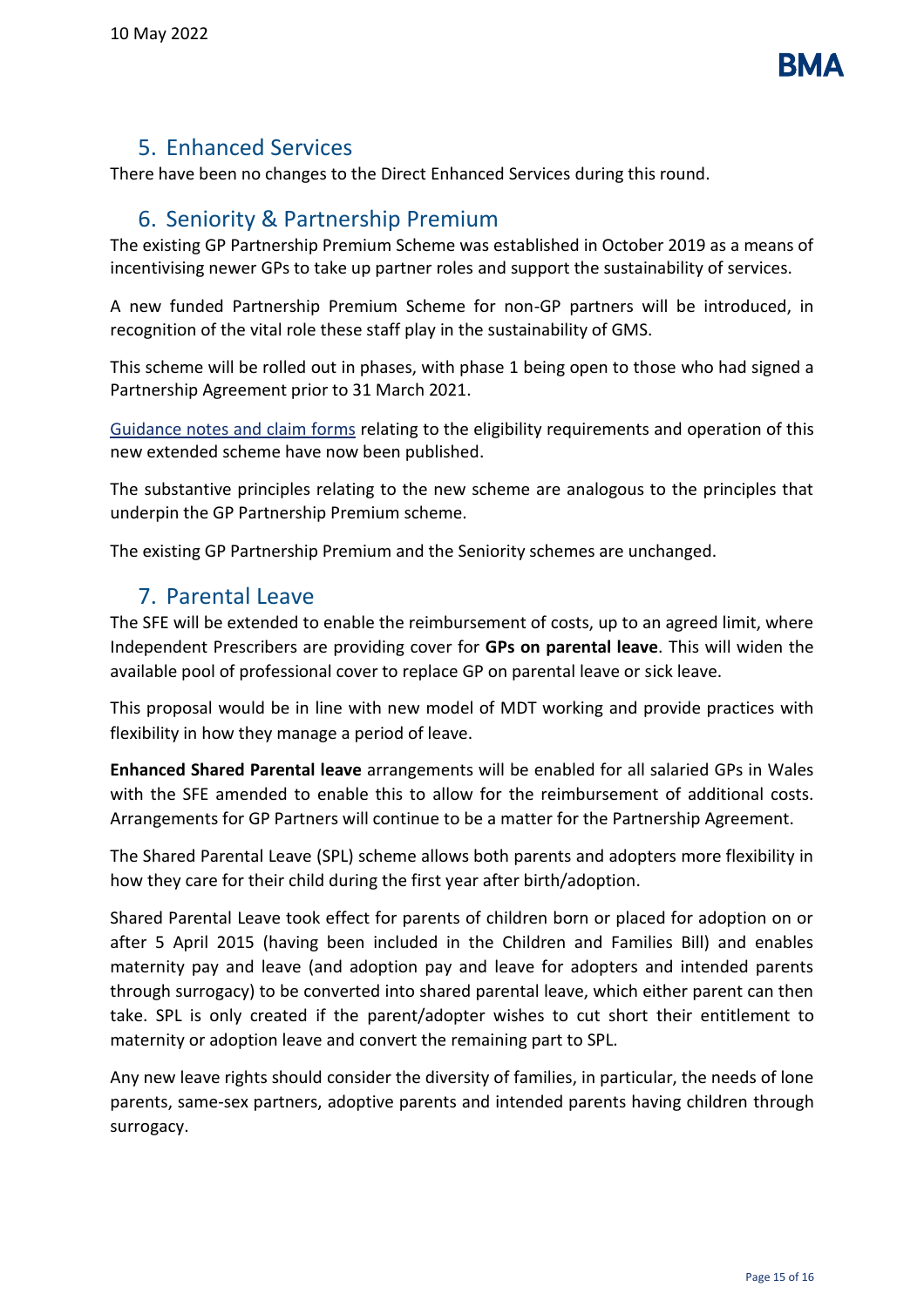## 5. Enhanced Services

There have been no changes to the Direct Enhanced Services during this round.

## 6. Seniority & Partnership Premium

The existing GP Partnership Premium Scheme was established in October 2019 as a means of incentivising newer GPs to take up partner roles and support the sustainability of services.

A new funded Partnership Premium Scheme for non-GP partners will be introduced, in recognition of the vital role these staff play in the sustainability of GMS.

This scheme will be rolled out in phases, with phase 1 being open to those who had signed a Partnership Agreement prior to 31 March 2021.

Guidance notes and claim forms relating to the eligibility requirements and operation of this new extended scheme have now been published.

The substantive principles relating to the new scheme are analogous to the principles that underpin the GP Partnership Premium scheme.

The existing GP Partnership Premium and the Seniority schemes are unchanged.

## 7. Parental Leave

The SFE will be extended to enable the reimbursement of costs, up to an agreed limit, where Independent Prescribers are providing cover for **GPs on parental leave**. This will widen the available pool of professional cover to replace GP on parental leave or sick leave.

This proposal would be in line with new model of MDT working and provide practices with flexibility in how they manage a period of leave.

**Enhanced Shared Parental leave** arrangements will be enabled for all salaried GPs in Wales with the SFE amended to enable this to allow for the reimbursement of additional costs. Arrangements for GP Partners will continue to be a matter for the Partnership Agreement.

The Shared Parental Leave (SPL) scheme allows both parents and adopters more flexibility in how they care for their child during the first year after birth/adoption.

Shared Parental Leave took effect for parents of children born or placed for adoption on or after 5 April 2015 (having been included in the Children and Families Bill) and enables maternity pay and leave (and adoption pay and leave for adopters and intended parents through surrogacy) to be converted into shared parental leave, which either parent can then take. SPL is only created if the parent/adopter wishes to cut short their entitlement to maternity or adoption leave and convert the remaining part to SPL.

Any new leave rights should consider the diversity of families, in particular, the needs of lone parents, same-sex partners, adoptive parents and intended parents having children through surrogacy.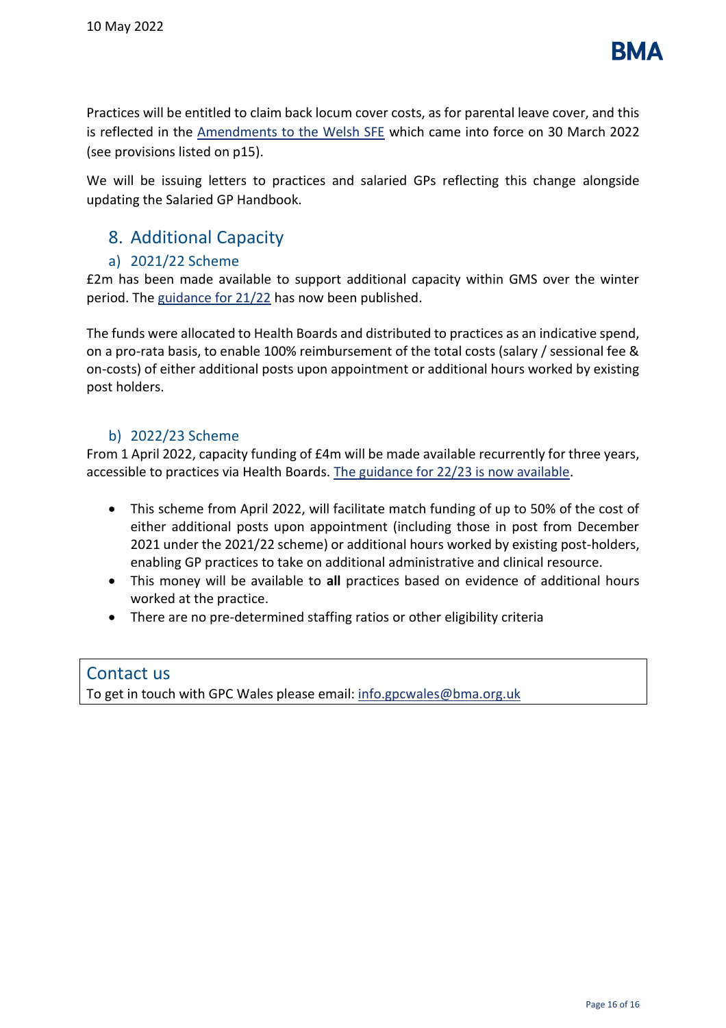Practices will be entitled to claim back locum cover costs, as for parental leave cover, and this is reflected in the Amendments to the Welsh SFE which came into force on 30 March 2022 (see provisions listed on p15).

We will be issuing letters to practices and salaried GPs reflecting this change alongside updating the Salaried GP Handbook.

## 8. Additional Capacity

### a) 2021/22 Scheme

£2m has been made available to support additional capacity within GMS over the winter period. The guidance for 21/22 has now been published.

The funds were allocated to Health Boards and distributed to practices as an indicative spend, on a pro-rata basis, to enable 100% reimbursement of the total costs (salary / sessional fee & on-costs) of either additional posts upon appointment or additional hours worked by existing post holders.

### b) 2022/23 Scheme

From 1 April 2022, capacity funding of £4m will be made available recurrently for three years, accessible to practices via Health Boards. The guidance for 22/23 is now available.

- This scheme from April 2022, will facilitate match funding of up to 50% of the cost of either additional posts upon appointment (including those in post from December 2021 under the 2021/22 scheme) or additional hours worked by existing post-holders, enabling GP practices to take on additional administrative and clinical resource.
- This money will be available to **all** practices based on evidence of additional hours worked at the practice.
- There are no pre-determined staffing ratios or other eligibility criteria

## Contact us

To get in touch with GPC Wales please email: info.gpcwales@bma.org.uk